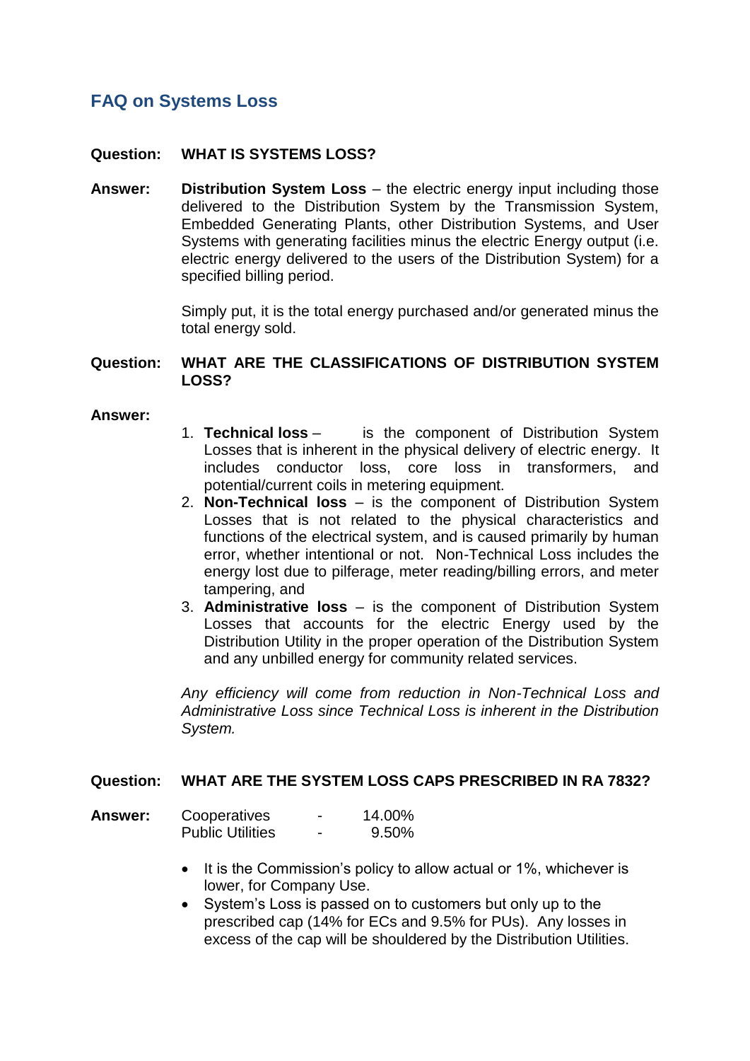## FAQ on Systems Loss

**Question: WHAT IS SYSTEMS LOSS?**

**Answer:** **Distribution System Loss** – the electric energy input including those delivered to the Distribution System by the Transmission System, Embedded Generating Plants, other Distribution Systems, and User Systems with generating facilities minus the electric Energy output (i.e. electric energy delivered to the users of the Distribution System) for a specified billing period.

Simply put, it is the total energy purchased and/or generated minus the total energy sold.

**Question: WHAT ARE THE CLASSIFICATIONS OF DISTRIBUTION SYSTEM LOSS?**

**Answer:**

1. **Technical loss** – is the component of Distribution System Losses that is inherent in the physical delivery of electric energy. It includes conductor loss, core loss in transformers, and potential/current coils in metering equipment.
2. **Non-Technical loss** – is the component of Distribution System Losses that is not related to the physical characteristics and functions of the electrical system, and is caused primarily by human error, whether intentional or not. Non-Technical Loss includes the energy lost due to pilferage, meter reading/billing errors, and meter tampering, and
3. **Administrative loss** – is the component of Distribution System Losses that accounts for the electric Energy used by the Distribution Utility in the proper operation of the Distribution System and any unbilled energy for community related services.

*Any efficiency will come from reduction in Non-Technical Loss and Administrative Loss since Technical Loss is inherent in the Distribution System.*

**Question: WHAT ARE THE SYSTEM LOSS CAPS PRESCRIBED IN RA 7832?**

**Answer:**

| | | |
|---|---|---|
| Cooperatives | - | 14.00% |
| Public Utilities | - | 9.50% |

- It is the Commission's policy to allow actual or 1%, whichever is lower, for Company Use.
- System's Loss is passed on to customers but only up to the prescribed cap (14% for ECs and 9.5% for PUs). Any losses in excess of the cap will be shouldered by the Distribution Utilities.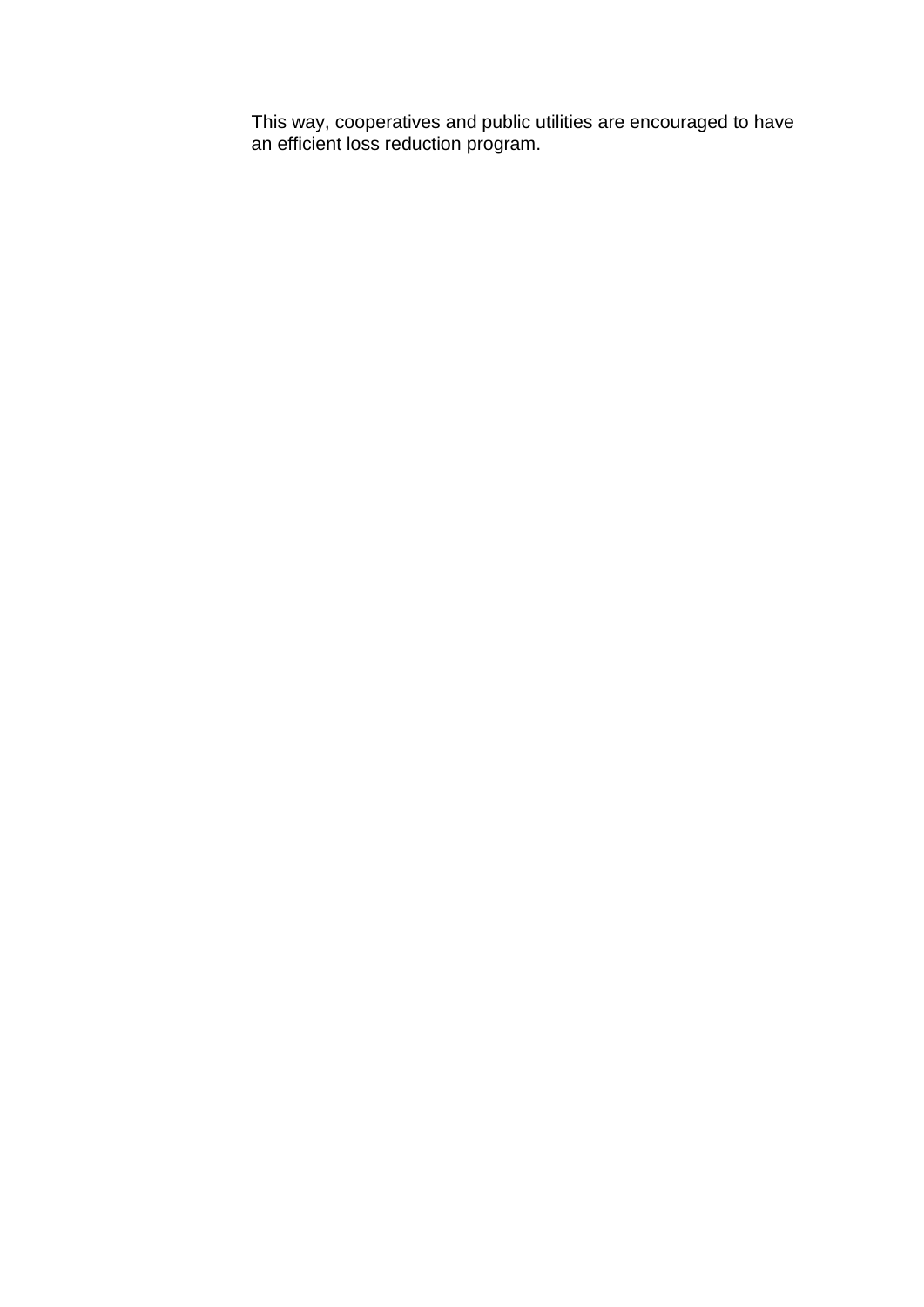This way, cooperatives and public utilities are encouraged to have an efficient loss reduction program.